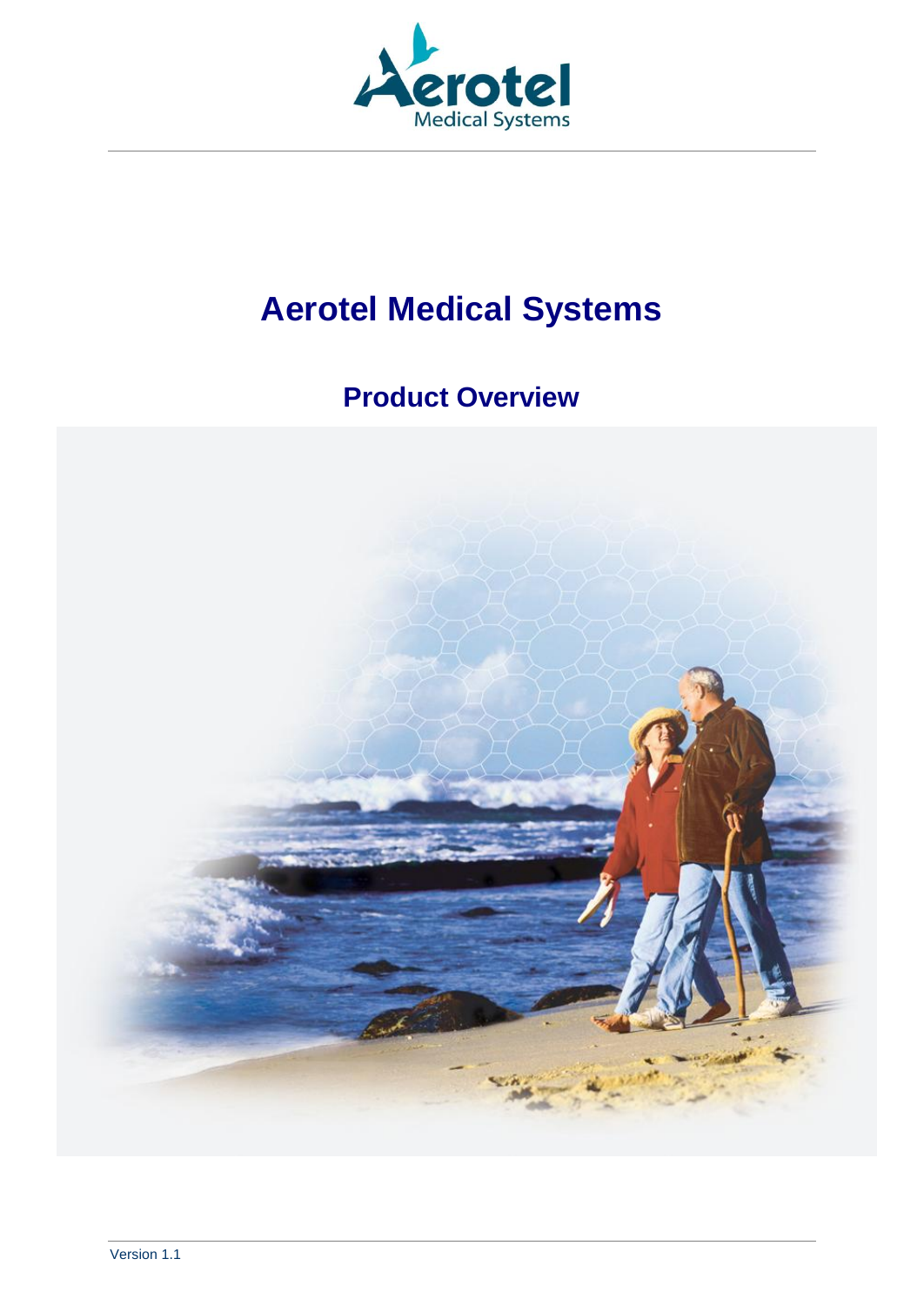# Aerotel Medical Systems

## Product Overview

Version 1.1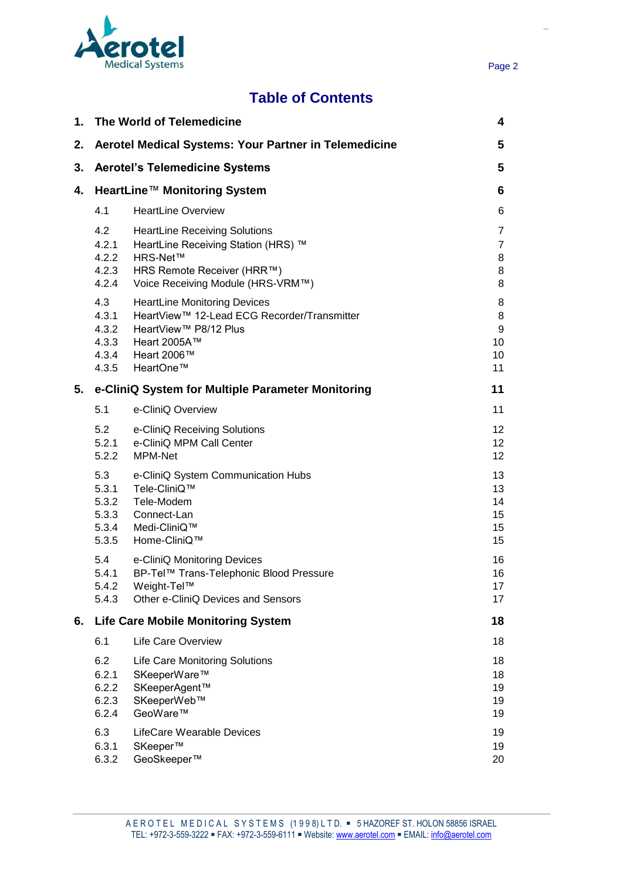# Table of Contents

| | | |
|---|---|---|
| **1.** | **The World of Telemedicine** | **4** |
| **2.** | **Aerotel Medical Systems: Your Partner in Telemedicine** | **5** |
| **3.** | **Aerotel's Telemedicine Systems** | **5** |
| **4.** | **HeartLine™ Monitoring System** | **6** |
| 4.1 | HeartLine Overview | 6 |
| 4.2 | HeartLine Receiving Solutions | 7 |
| 4.2.1 | HeartLine Receiving Station (HRS) ™ | 7 |
| 4.2.2 | HRS-Net™ | 8 |
| 4.2.3 | HRS Remote Receiver (HRR™) | 8 |
| 4.2.4 | Voice Receiving Module (HRS-VRM™) | 8 |
| 4.3 | HeartLine Monitoring Devices | 8 |
| 4.3.1 | HeartView™ 12-Lead ECG Recorder/Transmitter | 8 |
| 4.3.2 | HeartView™ P8/12 Plus | 9 |
| 4.3.3 | Heart 2005A™ | 10 |
| 4.3.4 | Heart 2006™ | 10 |
| 4.3.5 | HeartOne™ | 11 |
| **5.** | **e-CliniQ System for Multiple Parameter Monitoring** | **11** |
| 5.1 | e-CliniQ Overview | 11 |
| 5.2 | e-CliniQ Receiving Solutions | 12 |
| 5.2.1 | e-CliniQ MPM Call Center | 12 |
| 5.2.2 | MPM-Net | 12 |
| 5.3 | e-CliniQ System Communication Hubs | 13 |
| 5.3.1 | Tele-CliniQ™ | 13 |
| 5.3.2 | Tele-Modem | 14 |
| 5.3.3 | Connect-Lan | 15 |
| 5.3.4 | Medi-CliniQ™ | 15 |
| 5.3.5 | Home-CliniQ™ | 15 |
| 5.4 | e-CliniQ Monitoring Devices | 16 |
| 5.4.1 | BP-Tel™ Trans-Telephonic Blood Pressure | 16 |
| 5.4.2 | Weight-Tel™ | 17 |
| 5.4.3 | Other e-CliniQ Devices and Sensors | 17 |
| **6.** | **Life Care Mobile Monitoring System** | **18** |
| 6.1 | Life Care Overview | 18 |
| 6.2 | Life Care Monitoring Solutions | 18 |
| 6.2.1 | SKeeperWare™ | 18 |
| 6.2.2 | SKeeperAgent™ | 19 |
| 6.2.3 | SKeeperWeb™ | 19 |
| 6.2.4 | GeoWare™ | 19 |
| 6.3 | LifeCare Wearable Devices | 19 |
| 6.3.1 | SKeeper™ | 19 |
| 6.3.2 | GeoSkeeper™ | 20 |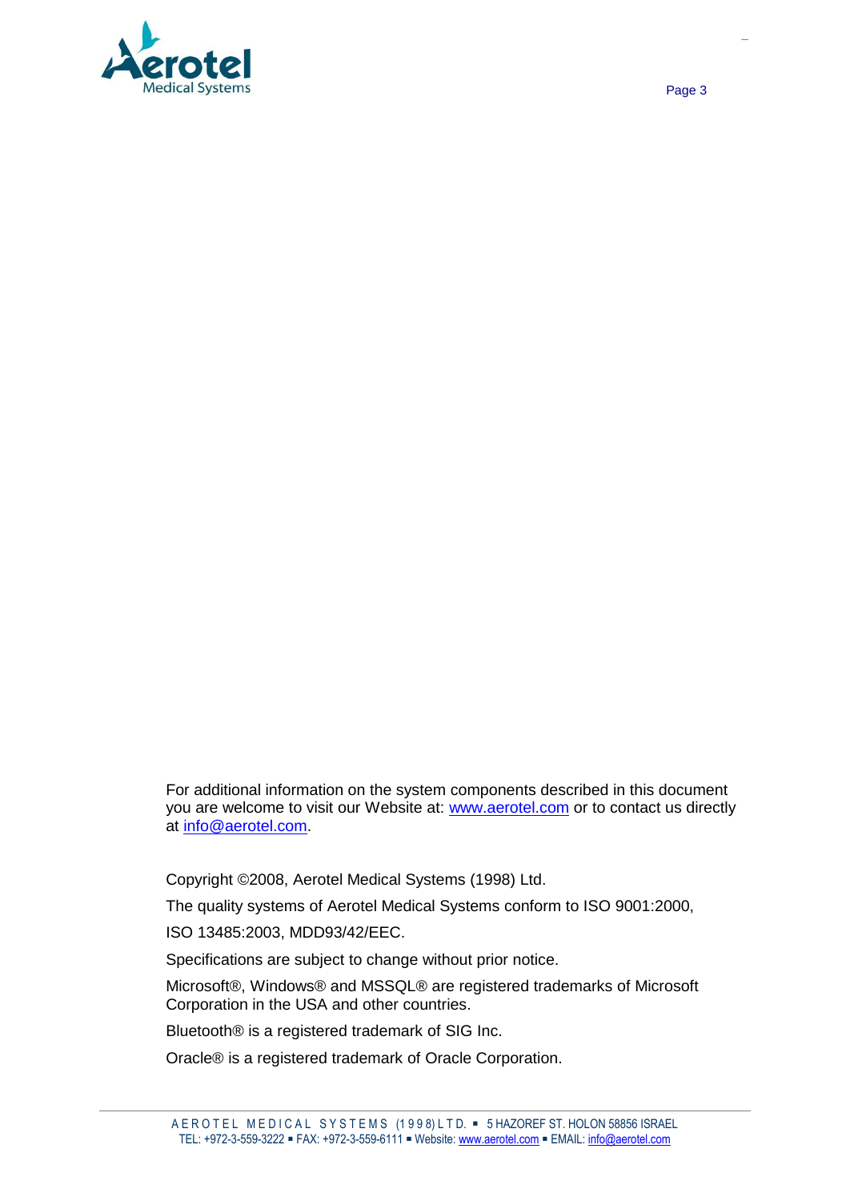For additional information on the system components described in this document you are welcome to visit our Website at: www.aerotel.com or to contact us directly at info@aerotel.com.

Copyright ©2008, Aerotel Medical Systems (1998) Ltd.

The quality systems of Aerotel Medical Systems conform to ISO 9001:2000,

ISO 13485:2003, MDD93/42/EEC.

Specifications are subject to change without prior notice.

Microsoft®, Windows® and MSSQL® are registered trademarks of Microsoft Corporation in the USA and other countries.

Bluetooth® is a registered trademark of SIG Inc.

Oracle® is a registered trademark of Oracle Corporation.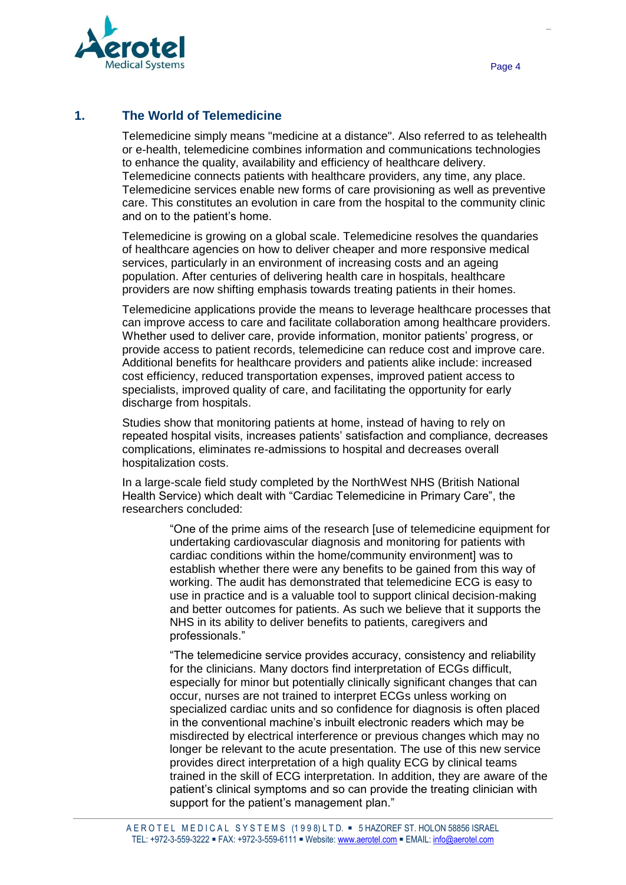## 1. The World of Telemedicine

Telemedicine simply means "medicine at a distance". Also referred to as telehealth or e-health, telemedicine combines information and communications technologies to enhance the quality, availability and efficiency of healthcare delivery. Telemedicine connects patients with healthcare providers, any time, any place. Telemedicine services enable new forms of care provisioning as well as preventive care. This constitutes an evolution in care from the hospital to the community clinic and on to the patient's home.

Telemedicine is growing on a global scale. Telemedicine resolves the quandaries of healthcare agencies on how to deliver cheaper and more responsive medical services, particularly in an environment of increasing costs and an ageing population. After centuries of delivering health care in hospitals, healthcare providers are now shifting emphasis towards treating patients in their homes.

Telemedicine applications provide the means to leverage healthcare processes that can improve access to care and facilitate collaboration among healthcare providers. Whether used to deliver care, provide information, monitor patients' progress, or provide access to patient records, telemedicine can reduce cost and improve care. Additional benefits for healthcare providers and patients alike include: increased cost efficiency, reduced transportation expenses, improved patient access to specialists, improved quality of care, and facilitating the opportunity for early discharge from hospitals.

Studies show that monitoring patients at home, instead of having to rely on repeated hospital visits, increases patients' satisfaction and compliance, decreases complications, eliminates re-admissions to hospital and decreases overall hospitalization costs.

In a large-scale field study completed by the NorthWest NHS (British National Health Service) which dealt with "Cardiac Telemedicine in Primary Care", the researchers concluded:

> "One of the prime aims of the research [use of telemedicine equipment for undertaking cardiovascular diagnosis and monitoring for patients with cardiac conditions within the home/community environment] was to establish whether there were any benefits to be gained from this way of working. The audit has demonstrated that telemedicine ECG is easy to use in practice and is a valuable tool to support clinical decision-making and better outcomes for patients. As such we believe that it supports the NHS in its ability to deliver benefits to patients, caregivers and professionals."
>
> "The telemedicine service provides accuracy, consistency and reliability for the clinicians. Many doctors find interpretation of ECGs difficult, especially for minor but potentially clinically significant changes that can occur, nurses are not trained to interpret ECGs unless working on specialized cardiac units and so confidence for diagnosis is often placed in the conventional machine's inbuilt electronic readers which may be misdirected by electrical interference or previous changes which may no longer be relevant to the acute presentation. The use of this new service provides direct interpretation of a high quality ECG by clinical teams trained in the skill of ECG interpretation. In addition, they are aware of the patient's clinical symptoms and so can provide the treating clinician with support for the patient's management plan."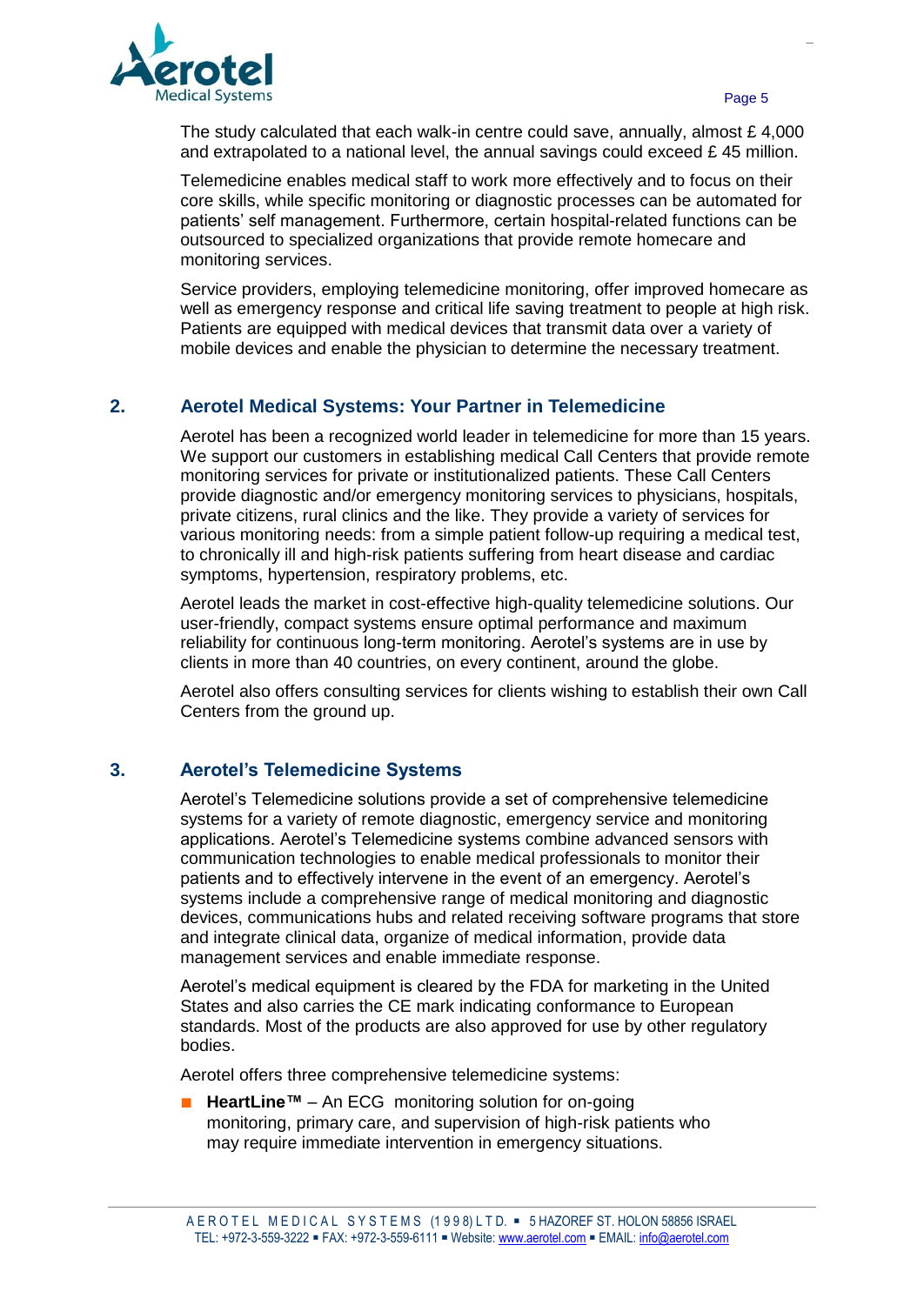The study calculated that each walk-in centre could save, annually, almost £ 4,000 and extrapolated to a national level, the annual savings could exceed £ 45 million.

Telemedicine enables medical staff to work more effectively and to focus on their core skills, while specific monitoring or diagnostic processes can be automated for patients' self management. Furthermore, certain hospital-related functions can be outsourced to specialized organizations that provide remote homecare and monitoring services.

Service providers, employing telemedicine monitoring, offer improved homecare as well as emergency response and critical life saving treatment to people at high risk. Patients are equipped with medical devices that transmit data over a variety of mobile devices and enable the physician to determine the necessary treatment.

## 2. Aerotel Medical Systems: Your Partner in Telemedicine

Aerotel has been a recognized world leader in telemedicine for more than 15 years. We support our customers in establishing medical Call Centers that provide remote monitoring services for private or institutionalized patients. These Call Centers provide diagnostic and/or emergency monitoring services to physicians, hospitals, private citizens, rural clinics and the like. They provide a variety of services for various monitoring needs: from a simple patient follow-up requiring a medical test, to chronically ill and high-risk patients suffering from heart disease and cardiac symptoms, hypertension, respiratory problems, etc.

Aerotel leads the market in cost-effective high-quality telemedicine solutions. Our user-friendly, compact systems ensure optimal performance and maximum reliability for continuous long-term monitoring. Aerotel's systems are in use by clients in more than 40 countries, on every continent, around the globe.

Aerotel also offers consulting services for clients wishing to establish their own Call Centers from the ground up.

## 3. Aerotel's Telemedicine Systems

Aerotel's Telemedicine solutions provide a set of comprehensive telemedicine systems for a variety of remote diagnostic, emergency service and monitoring applications. Aerotel's Telemedicine systems combine advanced sensors with communication technologies to enable medical professionals to monitor their patients and to effectively intervene in the event of an emergency. Aerotel's systems include a comprehensive range of medical monitoring and diagnostic devices, communications hubs and related receiving software programs that store and integrate clinical data, organize of medical information, provide data management services and enable immediate response.

Aerotel's medical equipment is cleared by the FDA for marketing in the United States and also carries the CE mark indicating conformance to European standards. Most of the products are also approved for use by other regulatory bodies.

Aerotel offers three comprehensive telemedicine systems:

- **HeartLine™** – An ECG monitoring solution for on-going monitoring, primary care, and supervision of high-risk patients who may require immediate intervention in emergency situations.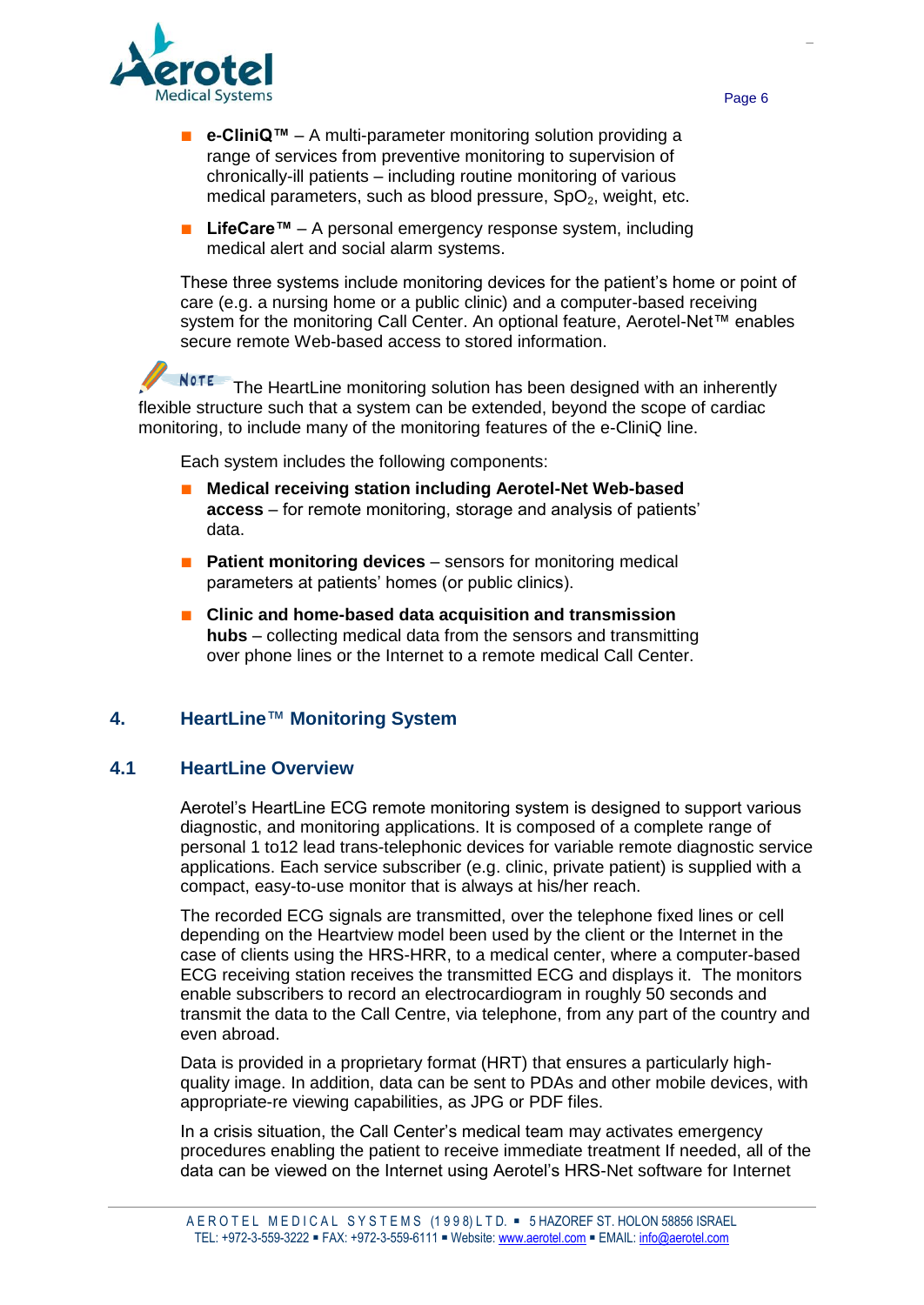- **e-CliniQ™** – A multi-parameter monitoring solution providing a range of services from preventive monitoring to supervision of chronically-ill patients – including routine monitoring of various medical parameters, such as blood pressure, $SpO_2$, weight, etc.
- **LifeCare™** – A personal emergency response system, including medical alert and social alarm systems.

These three systems include monitoring devices for the patient's home or point of care (e.g. a nursing home or a public clinic) and a computer-based receiving system for the monitoring Call Center. An optional feature, Aerotel-Net™ enables secure remote Web-based access to stored information.

NOTE The HeartLine monitoring solution has been designed with an inherently flexible structure such that a system can be extended, beyond the scope of cardiac monitoring, to include many of the monitoring features of the e-CliniQ line.

Each system includes the following components:

- **Medical receiving station including Aerotel-Net Web-based access** – for remote monitoring, storage and analysis of patients' data.
- **Patient monitoring devices** – sensors for monitoring medical parameters at patients' homes (or public clinics).
- **Clinic and home-based data acquisition and transmission hubs** – collecting medical data from the sensors and transmitting over phone lines or the Internet to a remote medical Call Center.

# 4. HeartLine™ Monitoring System

## 4.1 HeartLine Overview

Aerotel's HeartLine ECG remote monitoring system is designed to support various diagnostic, and monitoring applications. It is composed of a complete range of personal 1 to12 lead trans-telephonic devices for variable remote diagnostic service applications. Each service subscriber (e.g. clinic, private patient) is supplied with a compact, easy-to-use monitor that is always at his/her reach.

The recorded ECG signals are transmitted, over the telephone fixed lines or cell depending on the Heartview model been used by the client or the Internet in the case of clients using the HRS-HRR, to a medical center, where a computer-based ECG receiving station receives the transmitted ECG and displays it. The monitors enable subscribers to record an electrocardiogram in roughly 50 seconds and transmit the data to the Call Centre, via telephone, from any part of the country and even abroad.

Data is provided in a proprietary format (HRT) that ensures a particularly high-quality image. In addition, data can be sent to PDAs and other mobile devices, with appropriate-re viewing capabilities, as JPG or PDF files.

In a crisis situation, the Call Center's medical team may activates emergency procedures enabling the patient to receive immediate treatment If needed, all of the data can be viewed on the Internet using Aerotel's HRS-Net software for Internet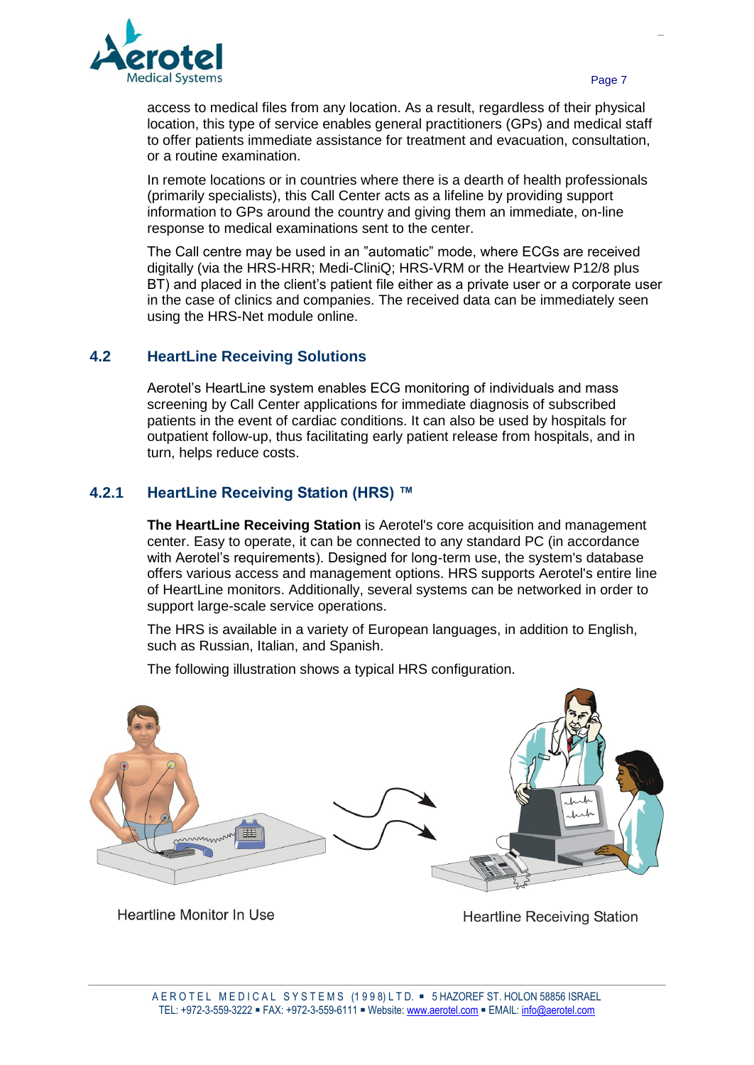access to medical files from any location. As a result, regardless of their physical location, this type of service enables general practitioners (GPs) and medical staff to offer patients immediate assistance for treatment and evacuation, consultation, or a routine examination.

In remote locations or in countries where there is a dearth of health professionals (primarily specialists), this Call Center acts as a lifeline by providing support information to GPs around the country and giving them an immediate, on-line response to medical examinations sent to the center.

The Call centre may be used in an "automatic" mode, where ECGs are received digitally (via the HRS-HRR; Medi-CliniQ; HRS-VRM or the Heartview P12/8 plus BT) and placed in the client's patient file either as a private user or a corporate user in the case of clinics and companies. The received data can be immediately seen using the HRS-Net module online.

## 4.2 HeartLine Receiving Solutions

Aerotel's HeartLine system enables ECG monitoring of individuals and mass screening by Call Center applications for immediate diagnosis of subscribed patients in the event of cardiac conditions. It can also be used by hospitals for outpatient follow-up, thus facilitating early patient release from hospitals, and in turn, helps reduce costs.

### 4.2.1 HeartLine Receiving Station (HRS) ™

**The HeartLine Receiving Station** is Aerotel's core acquisition and management center. Easy to operate, it can be connected to any standard PC (in accordance with Aerotel's requirements). Designed for long-term use, the system's database offers various access and management options. HRS supports Aerotel's entire line of HeartLine monitors. Additionally, several systems can be networked in order to support large-scale service operations.

The HRS is available in a variety of European languages, in addition to English, such as Russian, Italian, and Spanish.

The following illustration shows a typical HRS configuration.

Heartline Monitor In Use

Heartline Receiving Station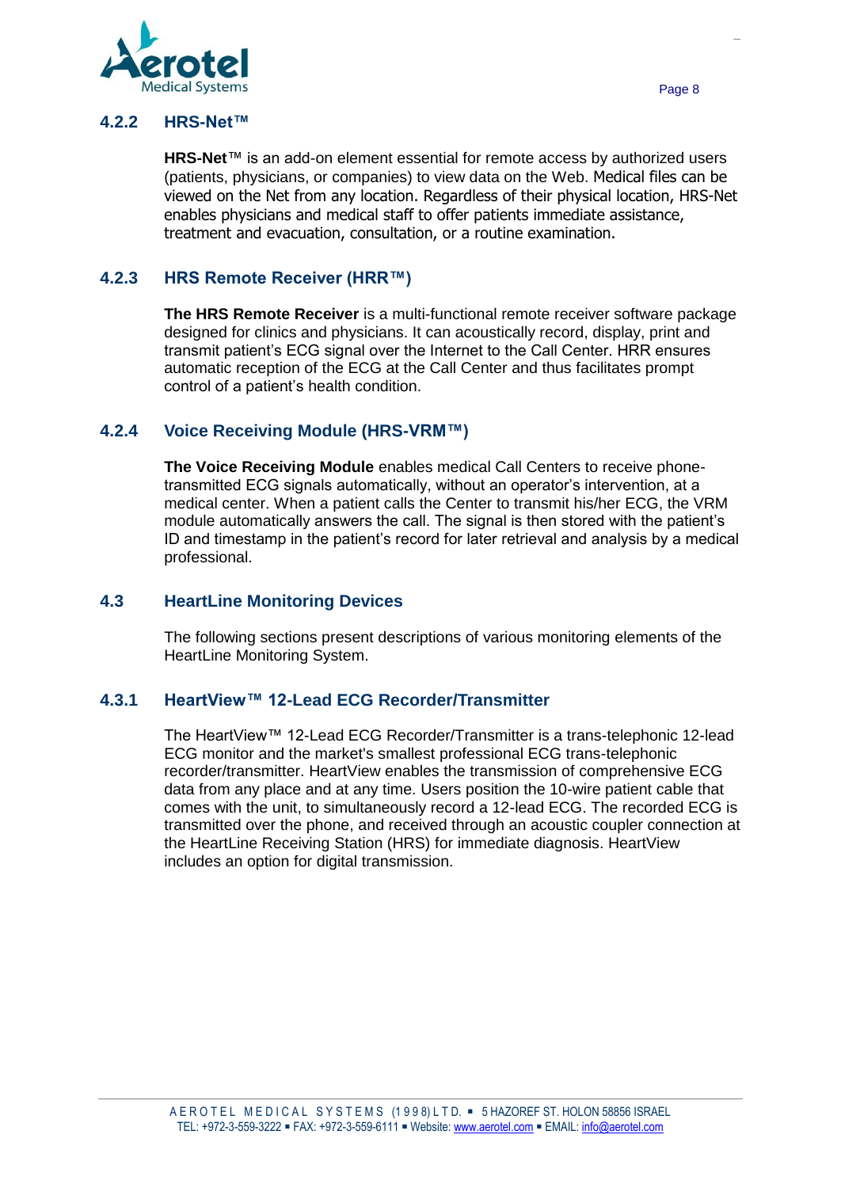### 4.2.2 HRS-Net™

**HRS-Net**™ is an add-on element essential for remote access by authorized users (patients, physicians, or companies) to view data on the Web. Medical files can be viewed on the Net from any location. Regardless of their physical location, HRS-Net enables physicians and medical staff to offer patients immediate assistance, treatment and evacuation, consultation, or a routine examination.

### 4.2.3 HRS Remote Receiver (HRR™)

**The HRS Remote Receiver** is a multi-functional remote receiver software package designed for clinics and physicians. It can acoustically record, display, print and transmit patient's ECG signal over the Internet to the Call Center. HRR ensures automatic reception of the ECG at the Call Center and thus facilitates prompt control of a patient's health condition.

### 4.2.4 Voice Receiving Module (HRS-VRM™)

**The Voice Receiving Module** enables medical Call Centers to receive phone-transmitted ECG signals automatically, without an operator's intervention, at a medical center. When a patient calls the Center to transmit his/her ECG, the VRM module automatically answers the call. The signal is then stored with the patient's ID and timestamp in the patient's record for later retrieval and analysis by a medical professional.

## 4.3 HeartLine Monitoring Devices

The following sections present descriptions of various monitoring elements of the HeartLine Monitoring System.

### 4.3.1 HeartView™ 12-Lead ECG Recorder/Transmitter

The HeartView™ 12-Lead ECG Recorder/Transmitter is a trans-telephonic 12-lead ECG monitor and the market's smallest professional ECG trans-telephonic recorder/transmitter. HeartView enables the transmission of comprehensive ECG data from any place and at any time. Users position the 10-wire patient cable that comes with the unit, to simultaneously record a 12-lead ECG. The recorded ECG is transmitted over the phone, and received through an acoustic coupler connection at the HeartLine Receiving Station (HRS) for immediate diagnosis. HeartView includes an option for digital transmission.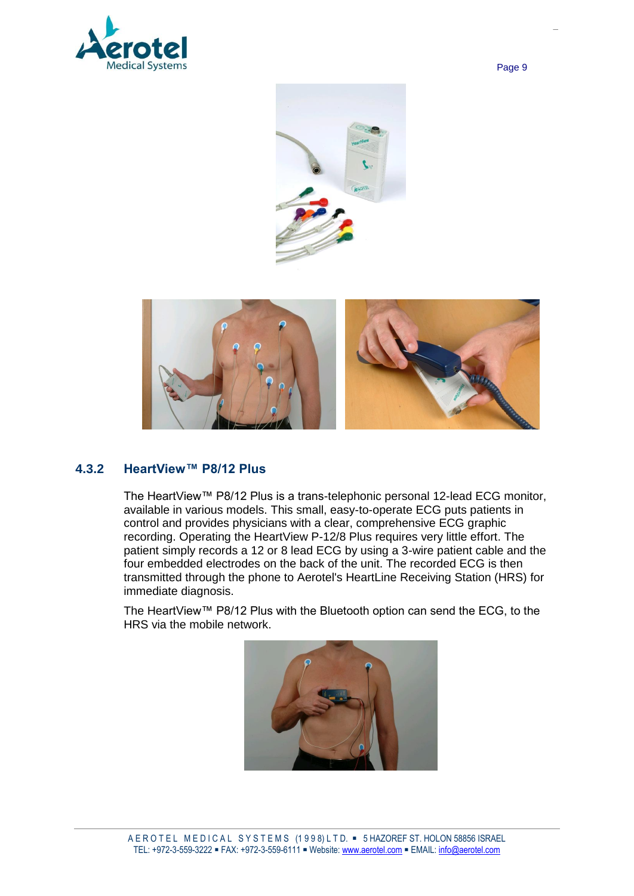### 4.3.2 HeartView™ P8/12 Plus

The HeartView™ P8/12 Plus is a trans-telephonic personal 12-lead ECG monitor, available in various models. This small, easy-to-operate ECG puts patients in control and provides physicians with a clear, comprehensive ECG graphic recording. Operating the HeartView P-12/8 Plus requires very little effort. The patient simply records a 12 or 8 lead ECG by using a 3-wire patient cable and the four embedded electrodes on the back of the unit. The recorded ECG is then transmitted through the phone to Aerotel's HeartLine Receiving Station (HRS) for immediate diagnosis.

The HeartView™ P8/12 Plus with the Bluetooth option can send the ECG, to the HRS via the mobile network.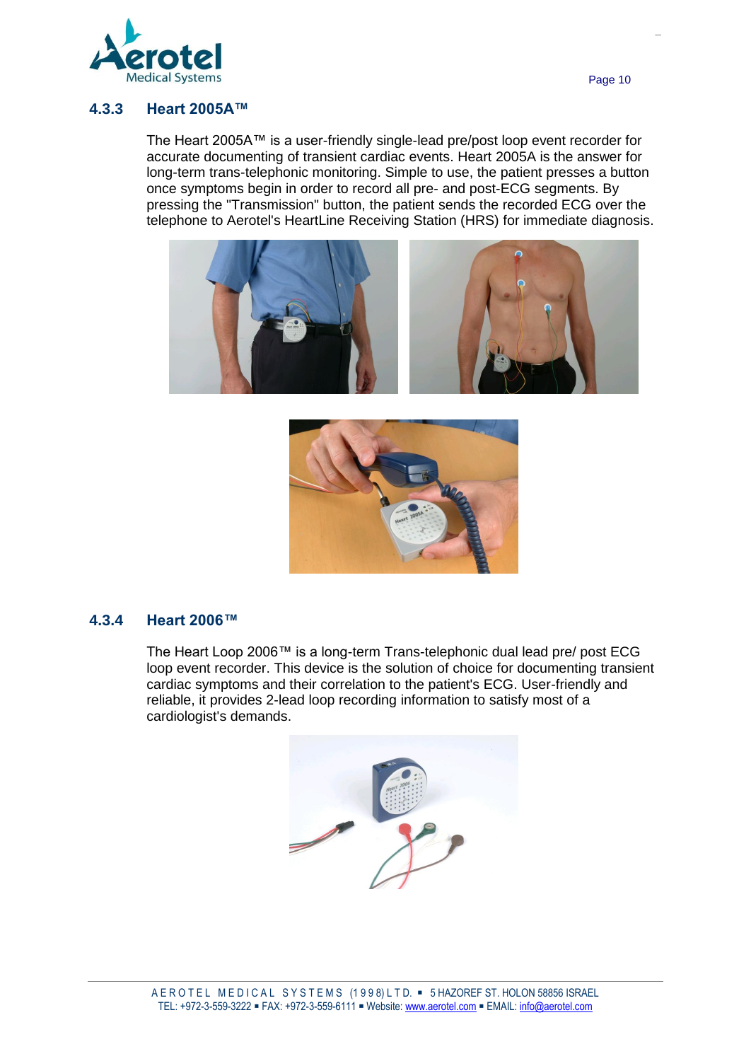### 4.3.3 Heart 2005A™

The Heart 2005A™ is a user-friendly single-lead pre/post loop event recorder for accurate documenting of transient cardiac events. Heart 2005A is the answer for long-term trans-telephonic monitoring. Simple to use, the patient presses a button once symptoms begin in order to record all pre- and post-ECG segments. By pressing the "Transmission" button, the patient sends the recorded ECG over the telephone to Aerotel's HeartLine Receiving Station (HRS) for immediate diagnosis.

### 4.3.4 Heart 2006™

The Heart Loop 2006™ is a long-term Trans-telephonic dual lead pre/ post ECG loop event recorder. This device is the solution of choice for documenting transient cardiac symptoms and their correlation to the patient's ECG. User-friendly and reliable, it provides 2-lead loop recording information to satisfy most of a cardiologist's demands.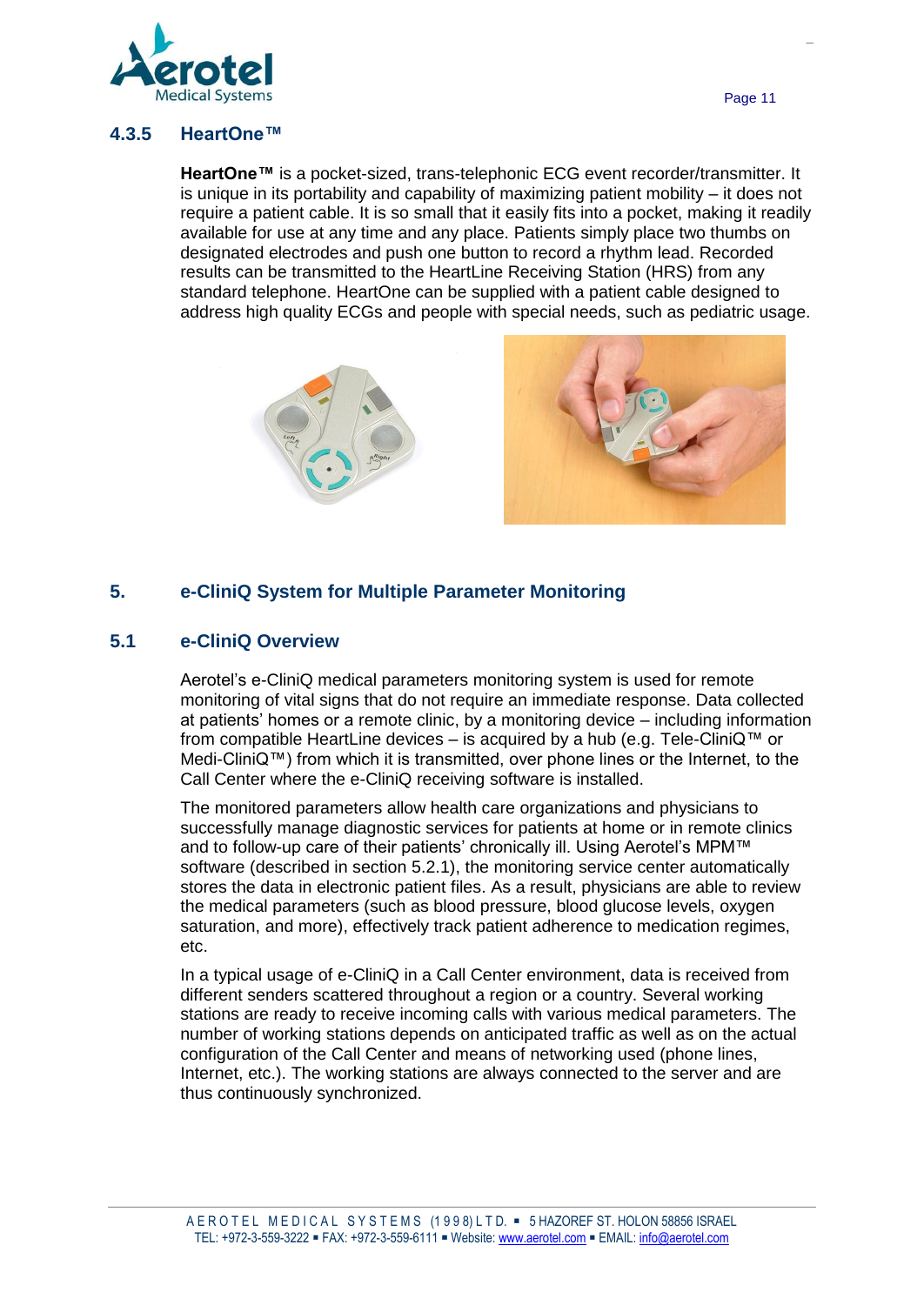### 4.3.5 HeartOne™

**HeartOne™** is a pocket-sized, trans-telephonic ECG event recorder/transmitter. It is unique in its portability and capability of maximizing patient mobility – it does not require a patient cable. It is so small that it easily fits into a pocket, making it readily available for use at any time and any place. Patients simply place two thumbs on designated electrodes and push one button to record a rhythm lead. Recorded results can be transmitted to the HeartLine Receiving Station (HRS) from any standard telephone. HeartOne can be supplied with a patient cable designed to address high quality ECGs and people with special needs, such as pediatric usage.

## 5. e-CliniQ System for Multiple Parameter Monitoring

### 5.1 e-CliniQ Overview

Aerotel's e-CliniQ medical parameters monitoring system is used for remote monitoring of vital signs that do not require an immediate response. Data collected at patients' homes or a remote clinic, by a monitoring device – including information from compatible HeartLine devices – is acquired by a hub (e.g. Tele-CliniQ™ or Medi-CliniQ™) from which it is transmitted, over phone lines or the Internet, to the Call Center where the e-CliniQ receiving software is installed.

The monitored parameters allow health care organizations and physicians to successfully manage diagnostic services for patients at home or in remote clinics and to follow-up care of their patients' chronically ill. Using Aerotel's MPM™ software (described in section 5.2.1), the monitoring service center automatically stores the data in electronic patient files. As a result, physicians are able to review the medical parameters (such as blood pressure, blood glucose levels, oxygen saturation, and more), effectively track patient adherence to medication regimes, etc.

In a typical usage of e-CliniQ in a Call Center environment, data is received from different senders scattered throughout a region or a country. Several working stations are ready to receive incoming calls with various medical parameters. The number of working stations depends on anticipated traffic as well as on the actual configuration of the Call Center and means of networking used (phone lines, Internet, etc.). The working stations are always connected to the server and are thus continuously synchronized.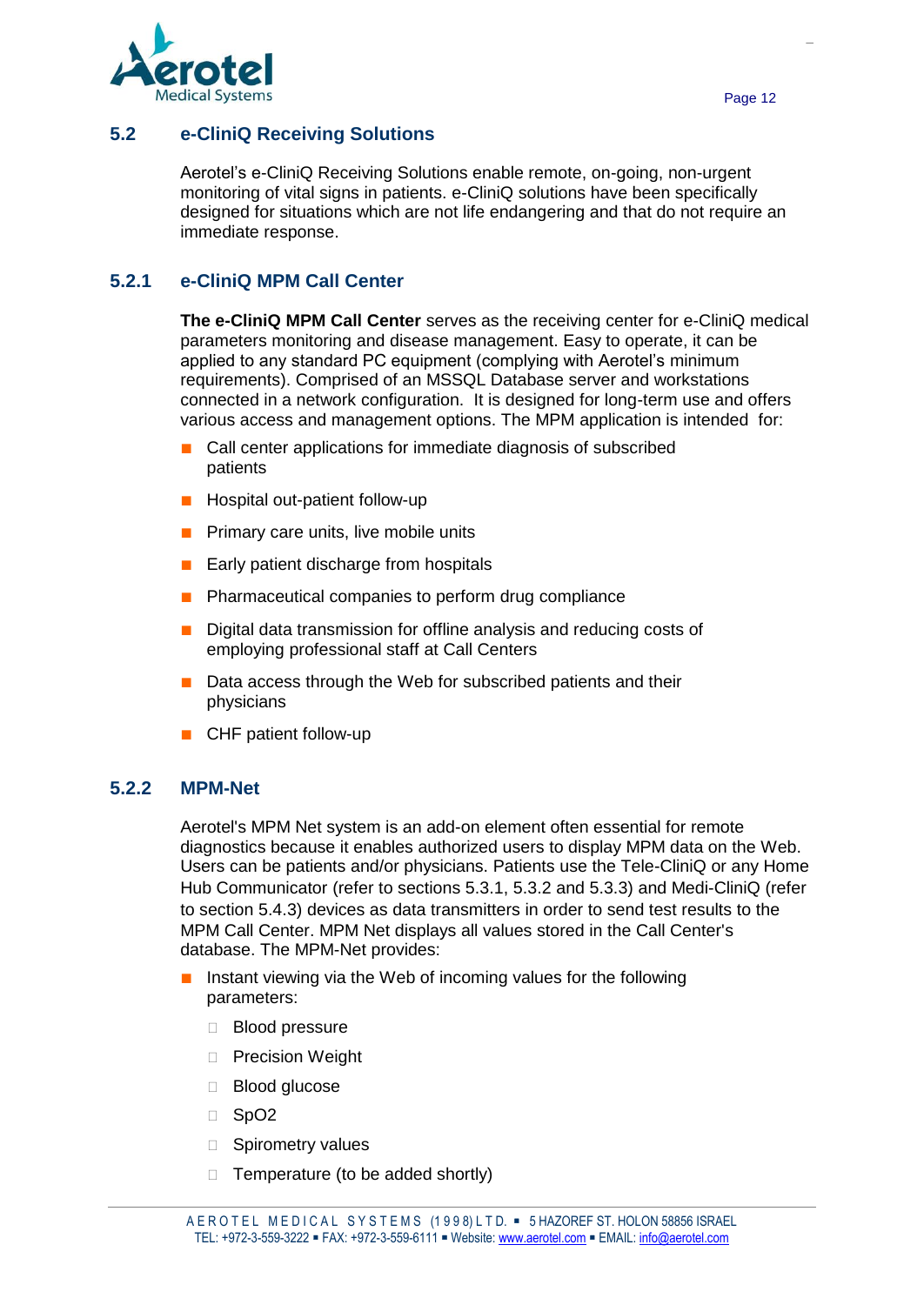## 5.2 e-CliniQ Receiving Solutions

Aerotel's e-CliniQ Receiving Solutions enable remote, on-going, non-urgent monitoring of vital signs in patients. e-CliniQ solutions have been specifically designed for situations which are not life endangering and that do not require an immediate response.

### 5.2.1 e-CliniQ MPM Call Center

**The e-CliniQ MPM Call Center** serves as the receiving center for e-CliniQ medical parameters monitoring and disease management. Easy to operate, it can be applied to any standard PC equipment (complying with Aerotel's minimum requirements). Comprised of an MSSQL Database server and workstations connected in a network configuration. It is designed for long-term use and offers various access and management options. The MPM application is intended for:

- Call center applications for immediate diagnosis of subscribed patients
- Hospital out-patient follow-up
- Primary care units, live mobile units
- Early patient discharge from hospitals
- Pharmaceutical companies to perform drug compliance
- Digital data transmission for offline analysis and reducing costs of employing professional staff at Call Centers
- Data access through the Web for subscribed patients and their physicians
- CHF patient follow-up

### 5.2.2 MPM-Net

Aerotel's MPM Net system is an add-on element often essential for remote diagnostics because it enables authorized users to display MPM data on the Web. Users can be patients and/or physicians. Patients use the Tele-CliniQ or any Home Hub Communicator (refer to sections 5.3.1, 5.3.2 and 5.3.3) and Medi-CliniQ (refer to section 5.4.3) devices as data transmitters in order to send test results to the MPM Call Center. MPM Net displays all values stored in the Call Center's database. The MPM-Net provides:

- Instant viewing via the Web of incoming values for the following parameters:
  - Blood pressure
  - Precision Weight
  - Blood glucose
  - SpO2
  - Spirometry values
  - Temperature (to be added shortly)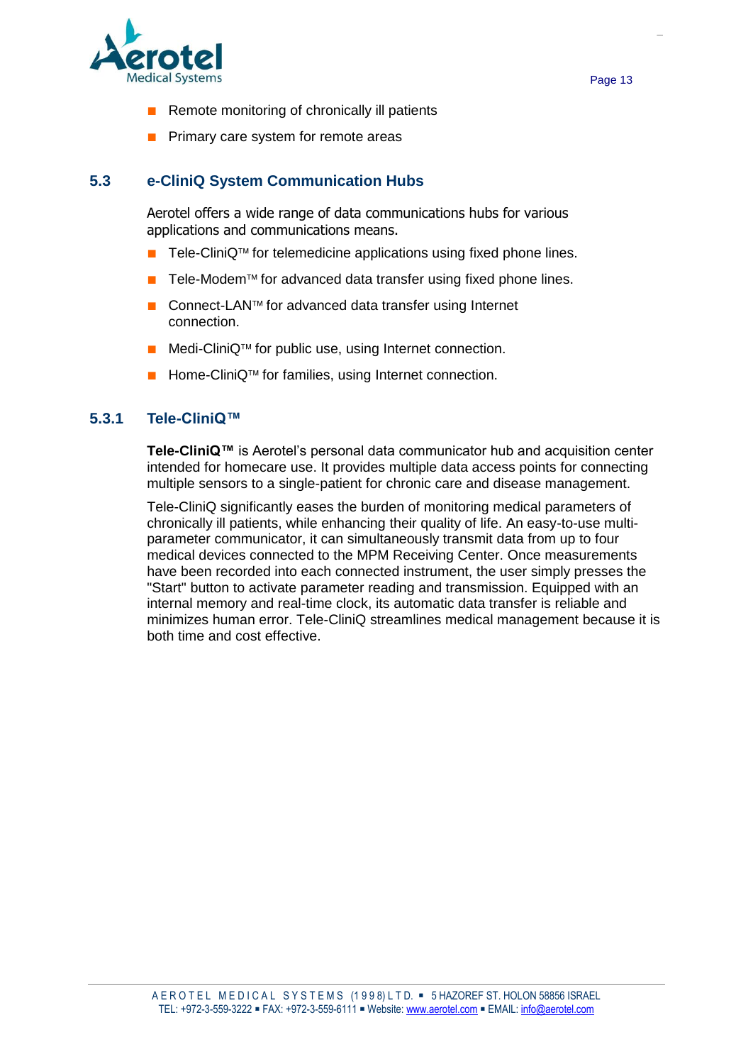- Remote monitoring of chronically ill patients
- Primary care system for remote areas

## 5.3 e-CliniQ System Communication Hubs

Aerotel offers a wide range of data communications hubs for various applications and communications means.

- Tele-CliniQ™ for telemedicine applications using fixed phone lines.
- Tele-Modem™ for advanced data transfer using fixed phone lines.
- Connect-LAN™ for advanced data transfer using Internet connection.
- Medi-CliniQ™ for public use, using Internet connection.
- Home-CliniQ™ for families, using Internet connection.

### 5.3.1 Tele-CliniQ™

**Tele-CliniQ™** is Aerotel's personal data communicator hub and acquisition center intended for homecare use. It provides multiple data access points for connecting multiple sensors to a single-patient for chronic care and disease management.

Tele-CliniQ significantly eases the burden of monitoring medical parameters of chronically ill patients, while enhancing their quality of life. An easy-to-use multi-parameter communicator, it can simultaneously transmit data from up to four medical devices connected to the MPM Receiving Center. Once measurements have been recorded into each connected instrument, the user simply presses the "Start" button to activate parameter reading and transmission. Equipped with an internal memory and real-time clock, its automatic data transfer is reliable and minimizes human error. Tele-CliniQ streamlines medical management because it is both time and cost effective.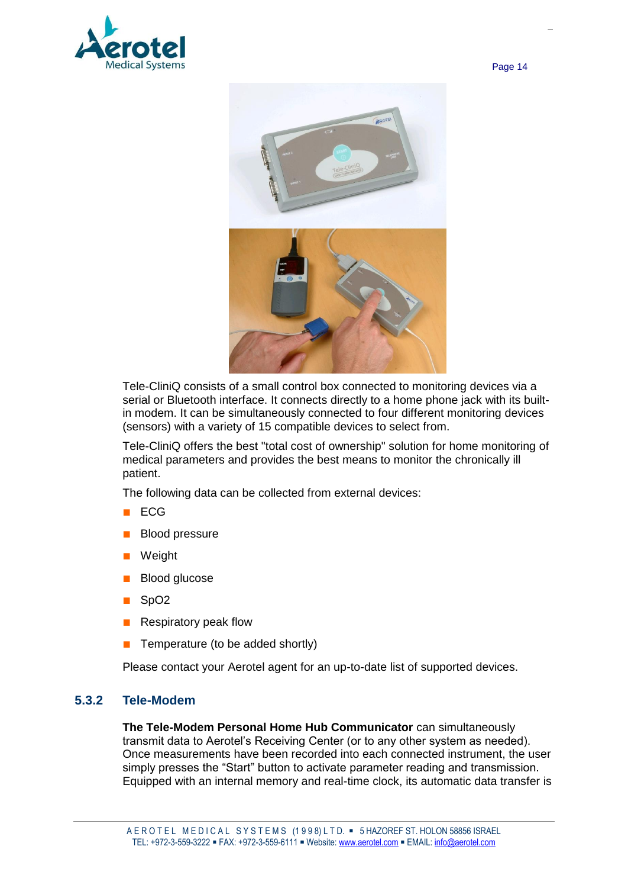Tele-CliniQ consists of a small control box connected to monitoring devices via a serial or Bluetooth interface. It connects directly to a home phone jack with its built-in modem. It can be simultaneously connected to four different monitoring devices (sensors) with a variety of 15 compatible devices to select from.

Tele-CliniQ offers the best "total cost of ownership" solution for home monitoring of medical parameters and provides the best means to monitor the chronically ill patient.

The following data can be collected from external devices:

- ECG
- Blood pressure
- Weight
- Blood glucose
- SpO2
- Respiratory peak flow
- Temperature (to be added shortly)

Please contact your Aerotel agent for an up-to-date list of supported devices.

### 5.3.2 Tele-Modem

**The Tele-Modem Personal Home Hub Communicator** can simultaneously transmit data to Aerotel's Receiving Center (or to any other system as needed). Once measurements have been recorded into each connected instrument, the user simply presses the "Start" button to activate parameter reading and transmission. Equipped with an internal memory and real-time clock, its automatic data transfer is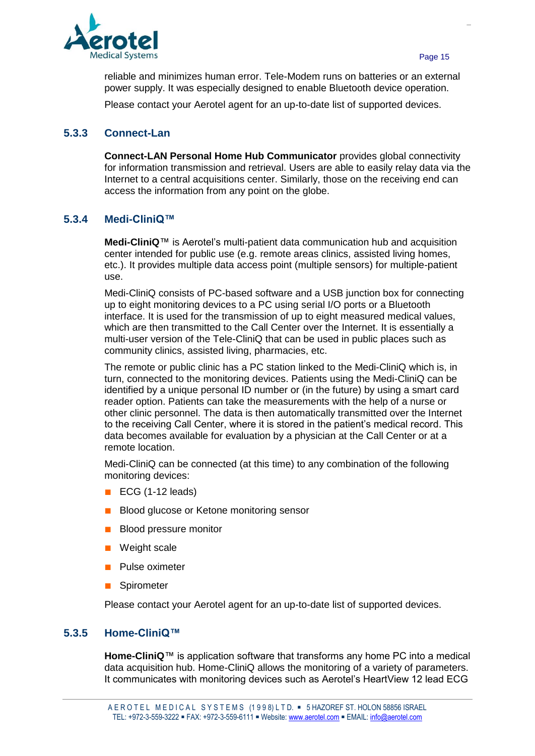reliable and minimizes human error. Tele-Modem runs on batteries or an external power supply. It was especially designed to enable Bluetooth device operation.

Please contact your Aerotel agent for an up-to-date list of supported devices.

### 5.3.3 Connect-Lan

**Connect-LAN Personal Home Hub Communicator** provides global connectivity for information transmission and retrieval. Users are able to easily relay data via the Internet to a central acquisitions center. Similarly, those on the receiving end can access the information from any point on the globe.

### 5.3.4 Medi-CliniQ™

**Medi-CliniQ**™ is Aerotel's multi-patient data communication hub and acquisition center intended for public use (e.g. remote areas clinics, assisted living homes, etc.). It provides multiple data access point (multiple sensors) for multiple-patient use.

Medi-CliniQ consists of PC-based software and a USB junction box for connecting up to eight monitoring devices to a PC using serial I/O ports or a Bluetooth interface. It is used for the transmission of up to eight measured medical values, which are then transmitted to the Call Center over the Internet. It is essentially a multi-user version of the Tele-CliniQ that can be used in public places such as community clinics, assisted living, pharmacies, etc.

The remote or public clinic has a PC station linked to the Medi-CliniQ which is, in turn, connected to the monitoring devices. Patients using the Medi-CliniQ can be identified by a unique personal ID number or (in the future) by using a smart card reader option. Patients can take the measurements with the help of a nurse or other clinic personnel. The data is then automatically transmitted over the Internet to the receiving Call Center, where it is stored in the patient's medical record. This data becomes available for evaluation by a physician at the Call Center or at a remote location.

Medi-CliniQ can be connected (at this time) to any combination of the following monitoring devices:

- ECG (1-12 leads)
- Blood glucose or Ketone monitoring sensor
- Blood pressure monitor
- Weight scale
- Pulse oximeter
- Spirometer

Please contact your Aerotel agent for an up-to-date list of supported devices.

### 5.3.5 Home-CliniQ™

**Home-CliniQ**™ is application software that transforms any home PC into a medical data acquisition hub. Home-CliniQ allows the monitoring of a variety of parameters. It communicates with monitoring devices such as Aerotel's HeartView 12 lead ECG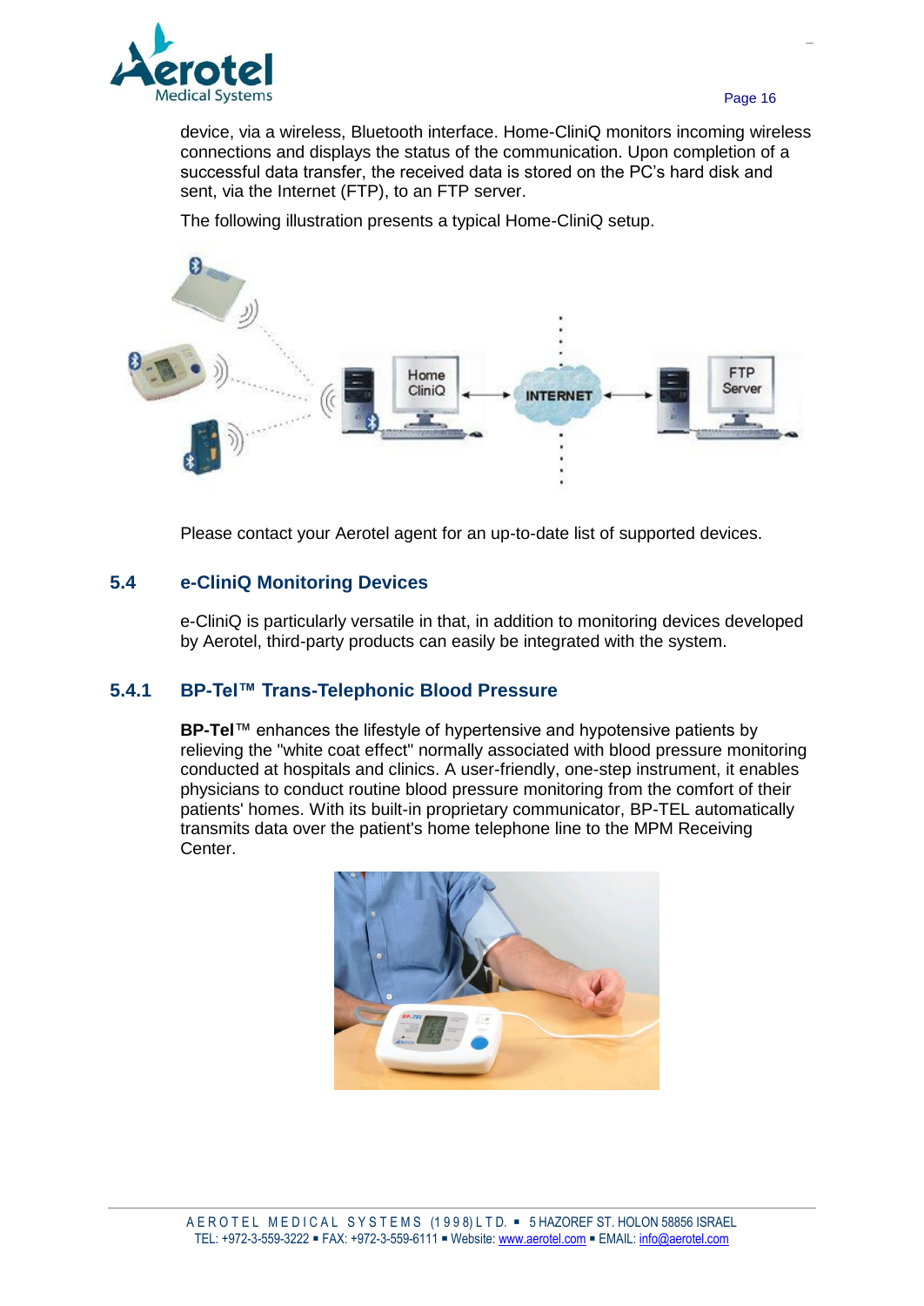device, via a wireless, Bluetooth interface. Home-CliniQ monitors incoming wireless connections and displays the status of the communication. Upon completion of a successful data transfer, the received data is stored on the PC's hard disk and sent, via the Internet (FTP), to an FTP server.

The following illustration presents a typical Home-CliniQ setup.

Please contact your Aerotel agent for an up-to-date list of supported devices.

## 5.4 e-CliniQ Monitoring Devices

e-CliniQ is particularly versatile in that, in addition to monitoring devices developed by Aerotel, third-party products can easily be integrated with the system.

### 5.4.1 BP-Tel™ Trans-Telephonic Blood Pressure

**BP-Tel**™ enhances the lifestyle of hypertensive and hypotensive patients by relieving the "white coat effect" normally associated with blood pressure monitoring conducted at hospitals and clinics. A user-friendly, one-step instrument, it enables physicians to conduct routine blood pressure monitoring from the comfort of their patients' homes. With its built-in proprietary communicator, BP-TEL automatically transmits data over the patient's home telephone line to the MPM Receiving Center.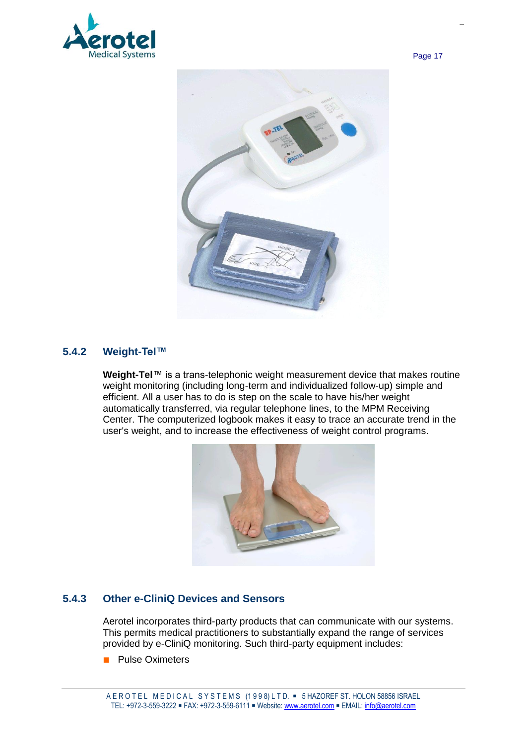### 5.4.2 Weight-Tel™

**Weight-Tel**™ is a trans-telephonic weight measurement device that makes routine weight monitoring (including long-term and individualized follow-up) simple and efficient. All a user has to do is step on the scale to have his/her weight automatically transferred, via regular telephone lines, to the MPM Receiving Center. The computerized logbook makes it easy to trace an accurate trend in the user's weight, and to increase the effectiveness of weight control programs.

### 5.4.3 Other e-CliniQ Devices and Sensors

Aerotel incorporates third-party products that can communicate with our systems. This permits medical practitioners to substantially expand the range of services provided by e-CliniQ monitoring. Such third-party equipment includes:

- Pulse Oximeters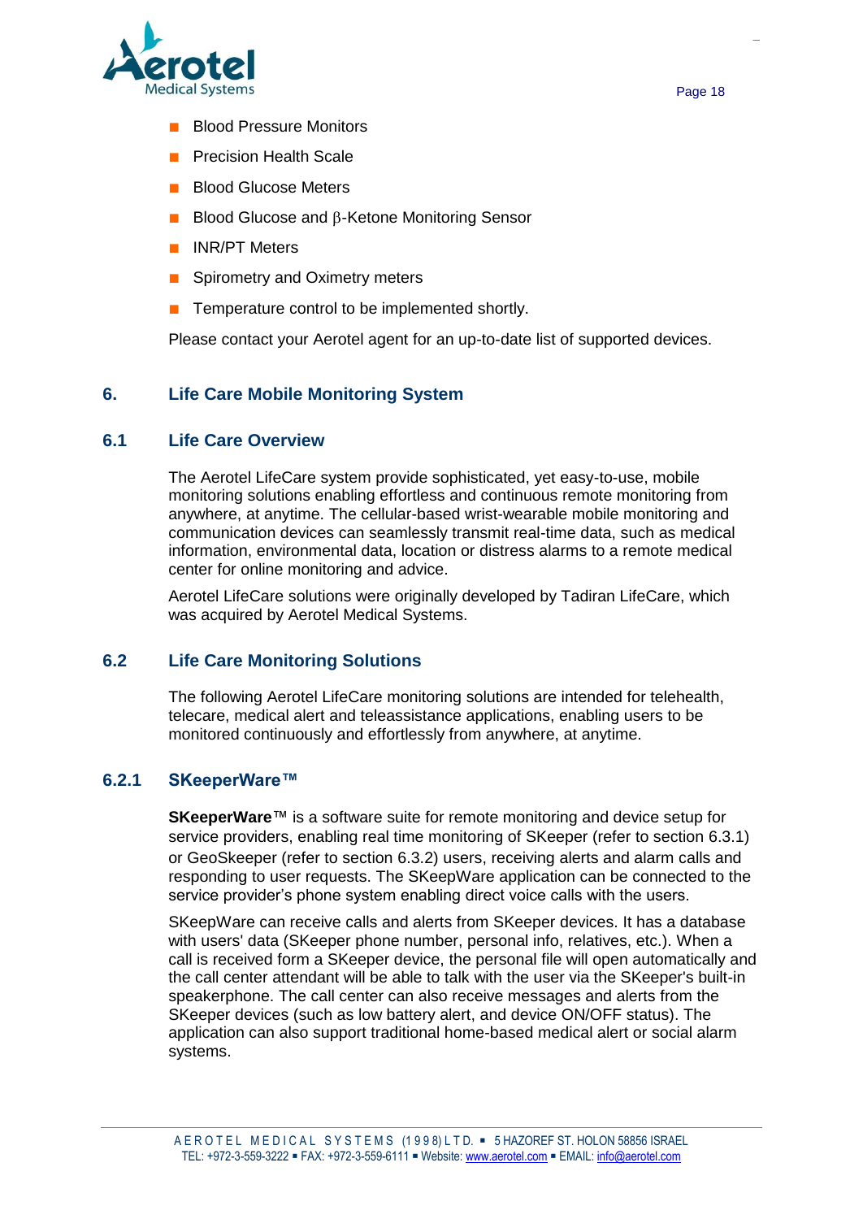- Blood Pressure Monitors
- Precision Health Scale
- Blood Glucose Meters
- Blood Glucose and β-Ketone Monitoring Sensor
- INR/PT Meters
- Spirometry and Oximetry meters
- Temperature control to be implemented shortly.

Please contact your Aerotel agent for an up-to-date list of supported devices.

## 6. Life Care Mobile Monitoring System

### 6.1 Life Care Overview

The Aerotel LifeCare system provide sophisticated, yet easy-to-use, mobile monitoring solutions enabling effortless and continuous remote monitoring from anywhere, at anytime. The cellular-based wrist-wearable mobile monitoring and communication devices can seamlessly transmit real-time data, such as medical information, environmental data, location or distress alarms to a remote medical center for online monitoring and advice.

Aerotel LifeCare solutions were originally developed by Tadiran LifeCare, which was acquired by Aerotel Medical Systems.

### 6.2 Life Care Monitoring Solutions

The following Aerotel LifeCare monitoring solutions are intended for telehealth, telecare, medical alert and teleassistance applications, enabling users to be monitored continuously and effortlessly from anywhere, at anytime.

#### 6.2.1 SKeeperWare™

**SKeeperWare**™ is a software suite for remote monitoring and device setup for service providers, enabling real time monitoring of SKeeper (refer to section 6.3.1) or GeoSkeeper (refer to section 6.3.2) users, receiving alerts and alarm calls and responding to user requests. The SKeepWare application can be connected to the service provider's phone system enabling direct voice calls with the users.

SKeepWare can receive calls and alerts from SKeeper devices. It has a database with users' data (SKeeper phone number, personal info, relatives, etc.). When a call is received form a SKeeper device, the personal file will open automatically and the call center attendant will be able to talk with the user via the SKeeper's built-in speakerphone. The call center can also receive messages and alerts from the SKeeper devices (such as low battery alert, and device ON/OFF status). The application can also support traditional home-based medical alert or social alarm systems.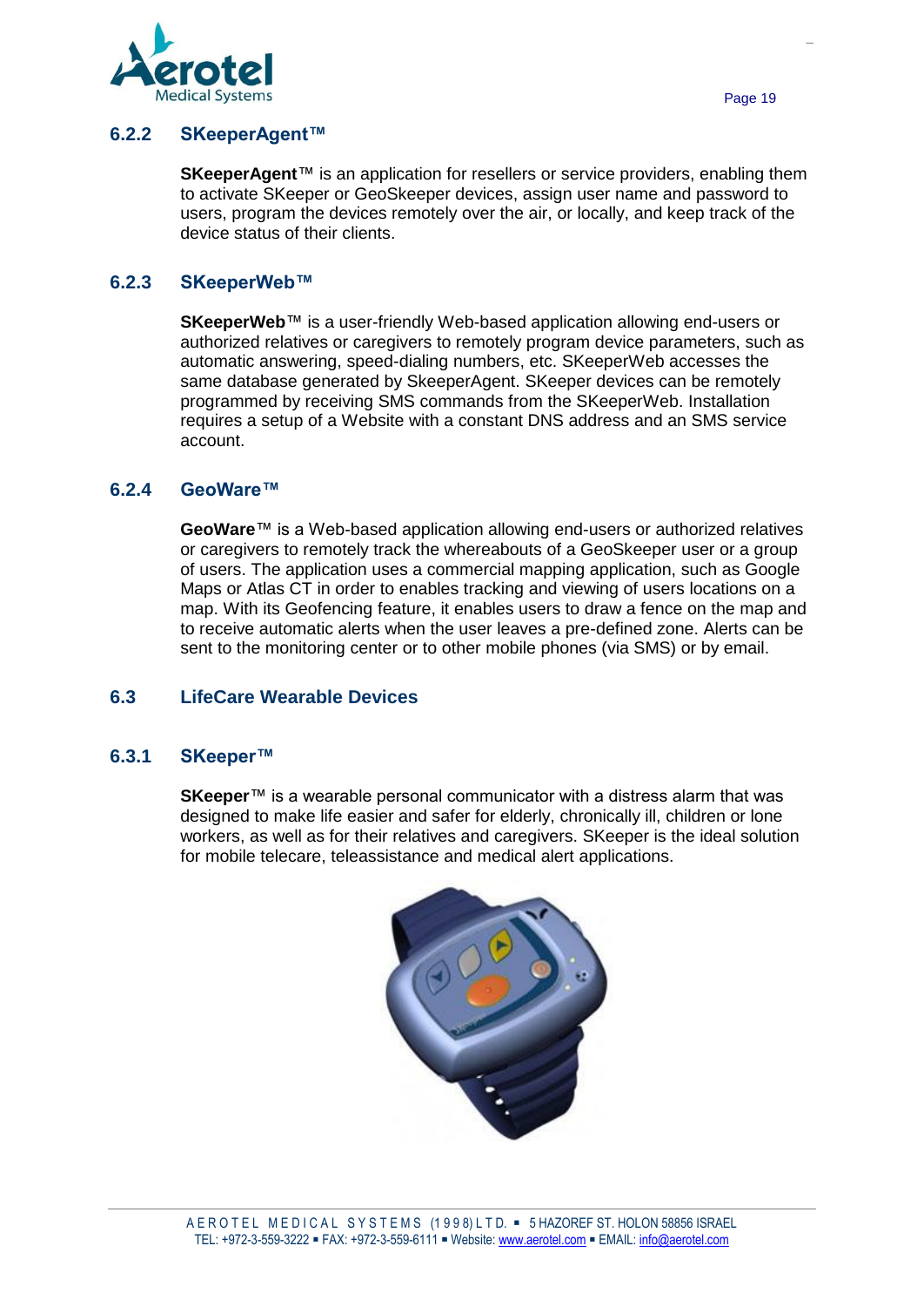### 6.2.2 SKeeperAgent™

**SKeeperAgent**™ is an application for resellers or service providers, enabling them to activate SKeeper or GeoSkeeper devices, assign user name and password to users, program the devices remotely over the air, or locally, and keep track of the device status of their clients.

### 6.2.3 SKeeperWeb™

**SKeeperWeb**™ is a user-friendly Web-based application allowing end-users or authorized relatives or caregivers to remotely program device parameters, such as automatic answering, speed-dialing numbers, etc. SKeeperWeb accesses the same database generated by SkeeperAgent. SKeeper devices can be remotely programmed by receiving SMS commands from the SKeeperWeb. Installation requires a setup of a Website with a constant DNS address and an SMS service account.

### 6.2.4 GeoWare™

**GeoWare**™ is a Web-based application allowing end-users or authorized relatives or caregivers to remotely track the whereabouts of a GeoSkeeper user or a group of users. The application uses a commercial mapping application, such as Google Maps or Atlas CT in order to enables tracking and viewing of users locations on a map. With its Geofencing feature, it enables users to draw a fence on the map and to receive automatic alerts when the user leaves a pre-defined zone. Alerts can be sent to the monitoring center or to other mobile phones (via SMS) or by email.

## 6.3 LifeCare Wearable Devices

### 6.3.1 SKeeper™

**SKeeper**™ is a wearable personal communicator with a distress alarm that was designed to make life easier and safer for elderly, chronically ill, children or lone workers, as well as for their relatives and caregivers. SKeeper is the ideal solution for mobile telecare, teleassistance and medical alert applications.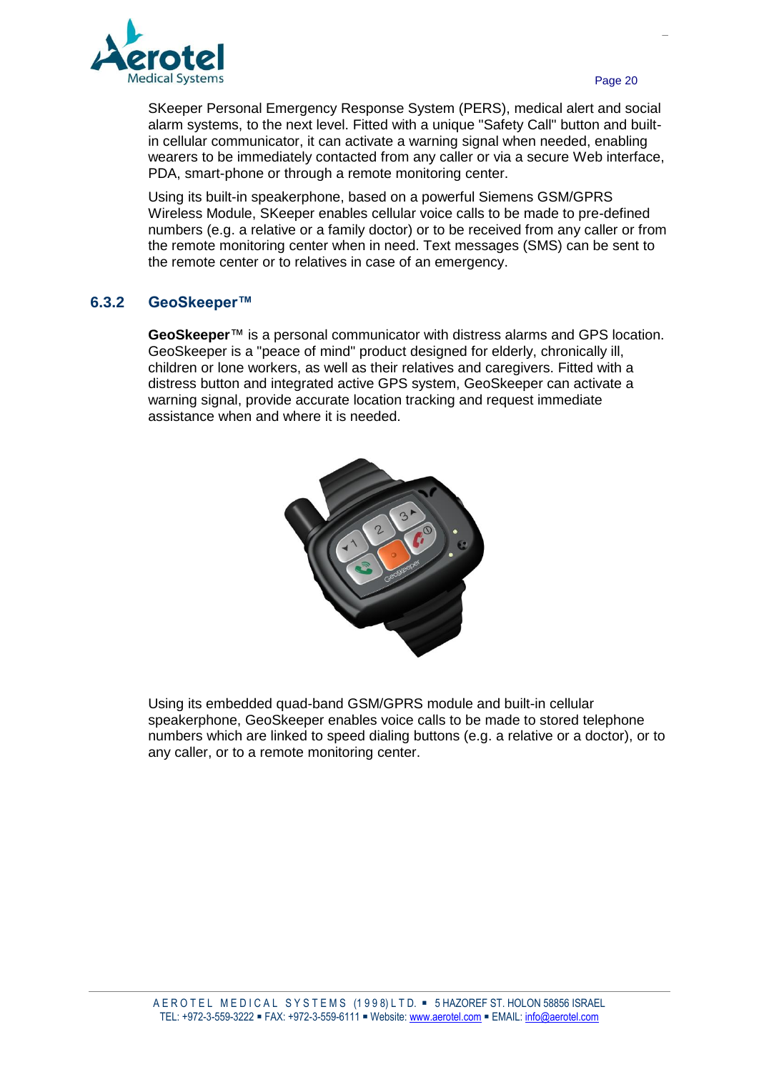SKeeper Personal Emergency Response System (PERS), medical alert and social alarm systems, to the next level. Fitted with a unique "Safety Call" button and built-in cellular communicator, it can activate a warning signal when needed, enabling wearers to be immediately contacted from any caller or via a secure Web interface, PDA, smart-phone or through a remote monitoring center.

Using its built-in speakerphone, based on a powerful Siemens GSM/GPRS Wireless Module, SKeeper enables cellular voice calls to be made to pre-defined numbers (e.g. a relative or a family doctor) or to be received from any caller or from the remote monitoring center when in need. Text messages (SMS) can be sent to the remote center or to relatives in case of an emergency.

### 6.3.2 GeoSkeeper™

**GeoSkeeper**™ is a personal communicator with distress alarms and GPS location. GeoSkeeper is a "peace of mind" product designed for elderly, chronically ill, children or lone workers, as well as their relatives and caregivers. Fitted with a distress button and integrated active GPS system, GeoSkeeper can activate a warning signal, provide accurate location tracking and request immediate assistance when and where it is needed.

Using its embedded quad-band GSM/GPRS module and built-in cellular speakerphone, GeoSkeeper enables voice calls to be made to stored telephone numbers which are linked to speed dialing buttons (e.g. a relative or a doctor), or to any caller, or to a remote monitoring center.